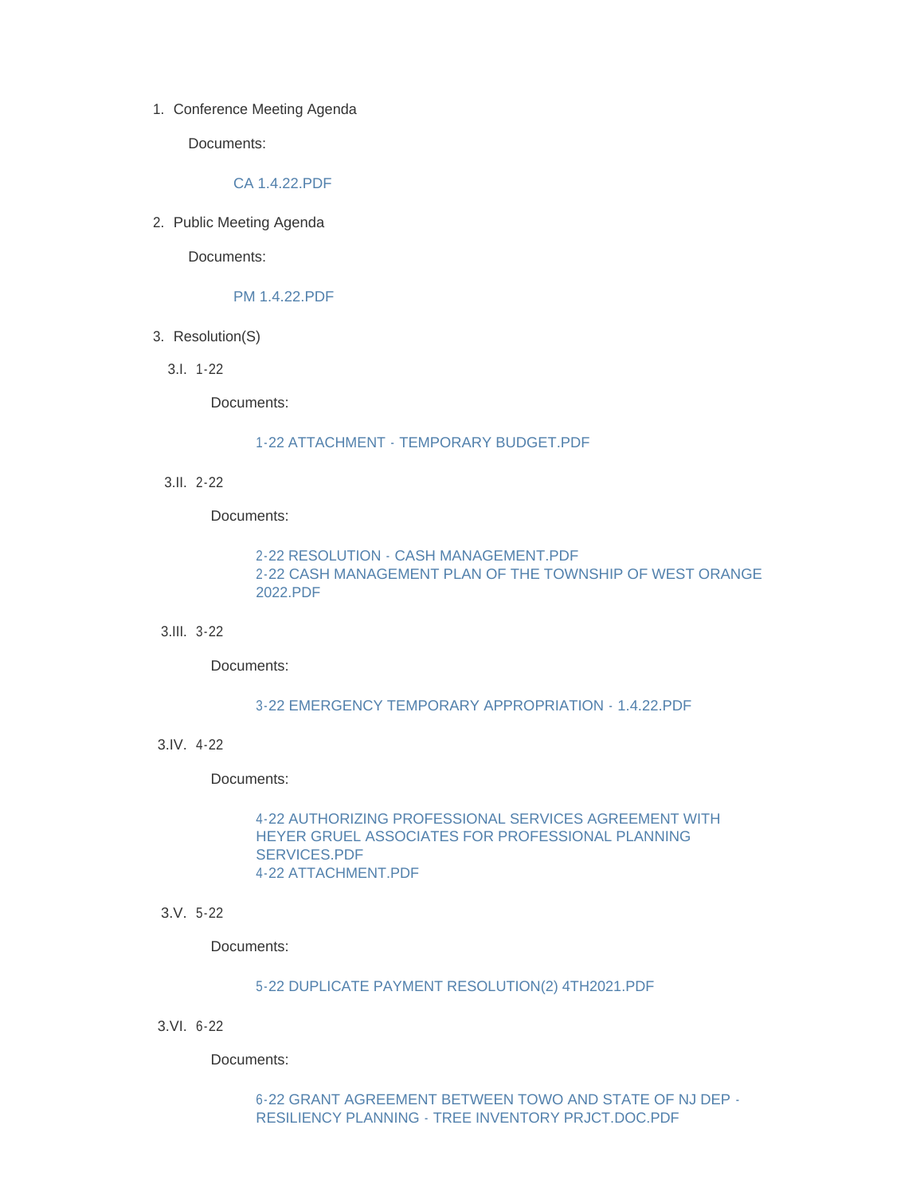1. Conference Meeting Agenda

   Documents:

   CA 1.4.22.PDF

2. Public Meeting Agenda

   Documents:

   PM 1.4.22.PDF

3. Resolution(S)

   3.I. 1-22

   Documents:

   1-22 ATTACHMENT - TEMPORARY BUDGET.PDF

   3.II. 2-22

   Documents:

   2-22 RESOLUTION - CASH MANAGEMENT.PDF
   2-22 CASH MANAGEMENT PLAN OF THE TOWNSHIP OF WEST ORANGE 2022.PDF

   3.III. 3-22

   Documents:

   3-22 EMERGENCY TEMPORARY APPROPRIATION - 1.4.22.PDF

   3.IV. 4-22

   Documents:

   4-22 AUTHORIZING PROFESSIONAL SERVICES AGREEMENT WITH HEYER GRUEL ASSOCIATES FOR PROFESSIONAL PLANNING SERVICES.PDF
   4-22 ATTACHMENT.PDF

   3.V. 5-22

   Documents:

   5-22 DUPLICATE PAYMENT RESOLUTION(2) 4TH2021.PDF

   3.VI. 6-22

   Documents:

   6-22 GRANT AGREEMENT BETWEEN TOWO AND STATE OF NJ DEP - RESILIENCY PLANNING - TREE INVENTORY PRJCT.DOC.PDF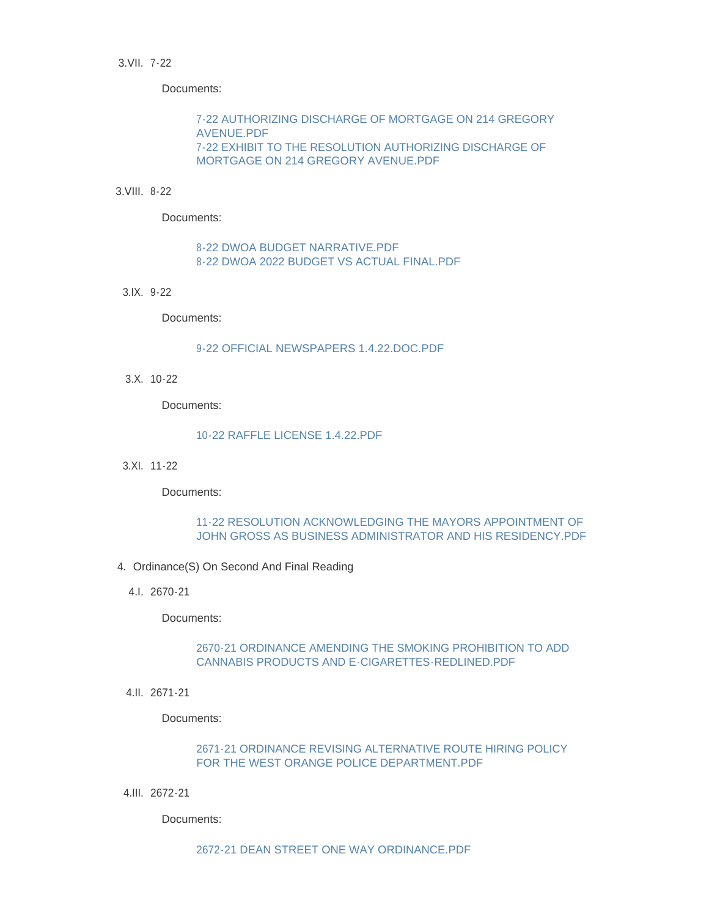3.VII. 7-22

Documents:

7-22 AUTHORIZING DISCHARGE OF MORTGAGE ON 214 GREGORY AVENUE.PDF
7-22 EXHIBIT TO THE RESOLUTION AUTHORIZING DISCHARGE OF MORTGAGE ON 214 GREGORY AVENUE.PDF

3.VIII. 8-22

Documents:

8-22 DWOA BUDGET NARRATIVE.PDF
8-22 DWOA 2022 BUDGET VS ACTUAL FINAL.PDF

3.IX. 9-22

Documents:

9-22 OFFICIAL NEWSPAPERS 1.4.22.DOC.PDF

3.X. 10-22

Documents:

10-22 RAFFLE LICENSE 1.4.22.PDF

3.XI. 11-22

Documents:

11-22 RESOLUTION ACKNOWLEDGING THE MAYORS APPOINTMENT OF JOHN GROSS AS BUSINESS ADMINISTRATOR AND HIS RESIDENCY.PDF

4. Ordinance(S) On Second And Final Reading

4.I. 2670-21

Documents:

2670-21 ORDINANCE AMENDING THE SMOKING PROHIBITION TO ADD CANNABIS PRODUCTS AND E-CIGARETTES-REDLINED.PDF

4.II. 2671-21

Documents:

2671-21 ORDINANCE REVISING ALTERNATIVE ROUTE HIRING POLICY FOR THE WEST ORANGE POLICE DEPARTMENT.PDF

4.III. 2672-21

Documents:

2672-21 DEAN STREET ONE WAY ORDINANCE.PDF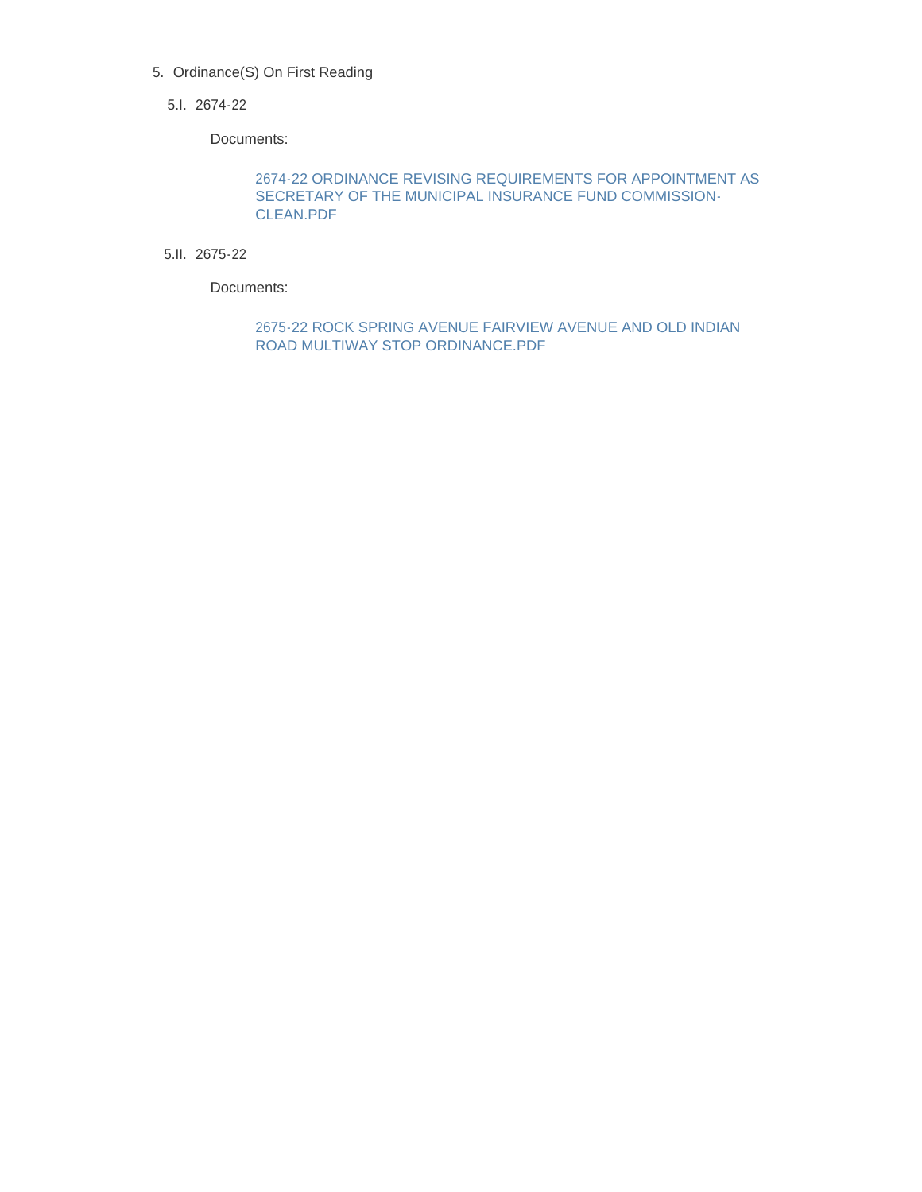5. Ordinance(S) On First Reading

   5.I. 2674-22

   Documents:

   2674-22 ORDINANCE REVISING REQUIREMENTS FOR APPOINTMENT AS SECRETARY OF THE MUNICIPAL INSURANCE FUND COMMISSION-CLEAN.PDF

   5.II. 2675-22

   Documents:

   2675-22 ROCK SPRING AVENUE FAIRVIEW AVENUE AND OLD INDIAN ROAD MULTIWAY STOP ORDINANCE.PDF